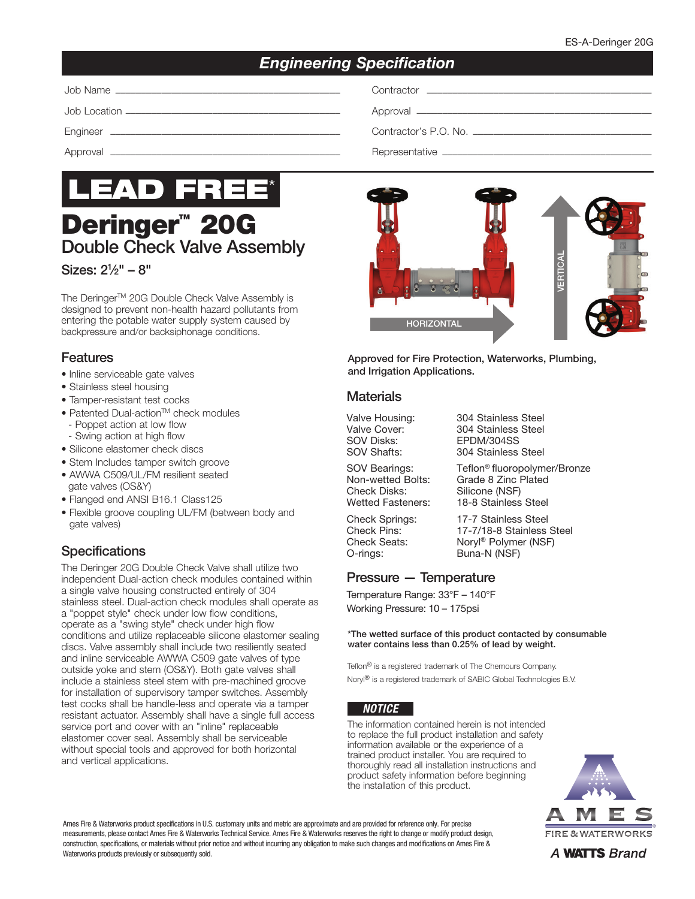ES-A-Deringer 20G

# Engineering Specification

Job Name ______________________

Job Location ______________________

Engineer ______________________

Approval ______________________

Contractor ______________________

Approval ______________________

Contractor's P.O. No. ______________________

Representative ______________________

**LEAD FREE***

# Deringer™ 20G

## Double Check Valve Assembly

**Sizes: 2½" – 8"**

The Deringer™ 20G Double Check Valve Assembly is designed to prevent non-health hazard pollutants from entering the potable water supply system caused by backpressure and/or backsiphonage conditions.

HORIZONTAL

VERTICAL

**Approved for Fire Protection, Waterworks, Plumbing, and Irrigation Applications.**

## Features

- Inline serviceable gate valves
- Stainless steel housing
- Tamper-resistant test cocks
- Patented Dual-action™ check modules
  - Poppet action at low flow
  - Swing action at high flow
- Silicone elastomer check discs
- Stem Includes tamper switch groove
- AWWA C509/UL/FM resilient seated gate valves (OS&Y)
- Flanged end ANSI B16.1 Class125
- Flexible groove coupling UL/FM (between body and gate valves)

## Specifications

The Deringer 20G Double Check Valve shall utilize two independent Dual-action check modules contained within a single valve housing constructed entirely of 304 stainless steel. Dual-action check modules shall operate as a "poppet style" check under low flow conditions, operate as a "swing style" check under high flow conditions and utilize replaceable silicone elastomer sealing discs. Valve assembly shall include two resiliently seated and inline serviceable AWWA C509 gate valves of type outside yoke and stem (OS&Y). Both gate valves shall include a stainless steel stem with pre-machined groove for installation of supervisory tamper switches. Assembly test cocks shall be handle-less and operate via a tamper resistant actuator. Assembly shall have a single full access service port and cover with an "inline" replaceable elastomer cover seal. Assembly shall be serviceable without special tools and approved for both horizontal and vertical applications.

## Materials

| | |
|---|---|
| Valve Housing: | 304 Stainless Steel |
| Valve Cover: | 304 Stainless Steel |
| SOV Disks: | EPDM/304SS |
| SOV Shafts: | 304 Stainless Steel |
| SOV Bearings: | Teflon® fluoropolymer/Bronze |
| Non-wetted Bolts: | Grade 8 Zinc Plated |
| Check Disks: | Silicone (NSF) |
| Wetted Fasteners: | 18-8 Stainless Steel |
| Check Springs: | 17-7 Stainless Steel |
| Check Pins: | 17-7/18-8 Stainless Steel |
| Check Seats: | Noryl® Polymer (NSF) |
| O-rings: | Buna-N (NSF) |

## Pressure — Temperature

Temperature Range: 33°F – 140°F

Working Pressure: 10 – 175psi

**\*The wetted surface of this product contacted by consumable water contains less than 0.25% of lead by weight.**

Teflon® is a registered trademark of The Chemours Company.

Noryl® is a registered trademark of SABIC Global Technologies B.V.

***NOTICE***

The information contained herein is not intended to replace the full product installation and safety information available or the experience of a trained product installer. You are required to thoroughly read all installation instructions and product safety information before beginning the installation of this product.

Ames Fire & Waterworks product specifications in U.S. customary units and metric are approximate and are provided for reference only. For precise measurements, please contact Ames Fire & Waterworks Technical Service. Ames Fire & Waterworks reserves the right to change or modify product design, construction, specifications, or materials without prior notice and without incurring any obligation to make such changes and modifications on Ames Fire & Waterworks products previously or subsequently sold.

AMES FIRE & WATERWORKS

*A WATTS Brand*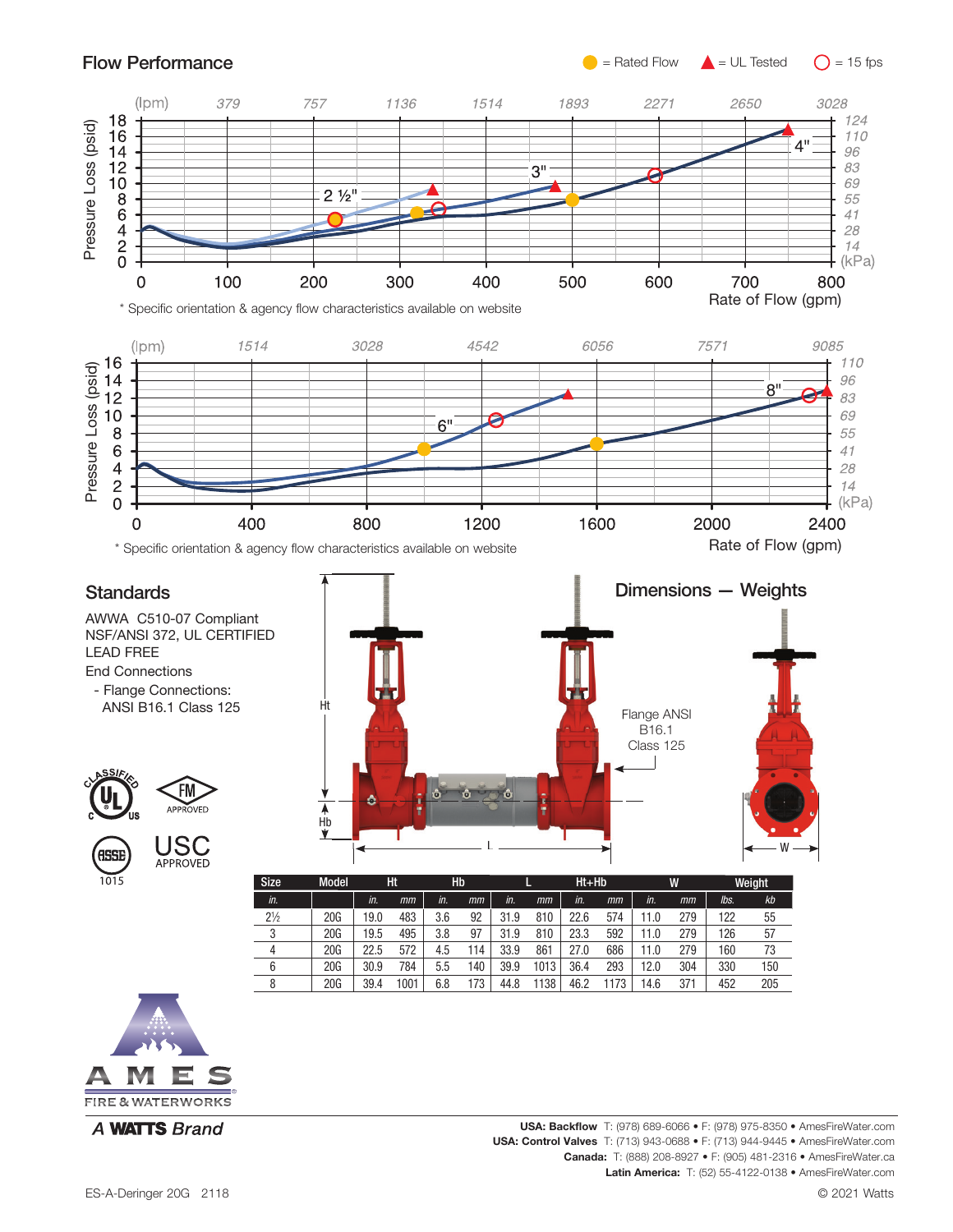## Flow Performance

● = Rated Flow ▲ = UL Tested ○ = 15 fps

(lpm) 379 757 1136 1514 1893 2271 2650 3028

Pressure Loss (psid) 0 2 4 6 8 10 12 14 16 18

(kPa) 14 28 41 55 69 83 96 110 124

2 ½" 3" 4"

0 100 200 300 400 500 600 700 800

Rate of Flow (gpm)

\* Specific orientation & agency flow characteristics available on website

(lpm) 1514 3028 4542 6056 7571 9085

Pressure Loss (psid) 0 2 4 6 8 10 12 14 16

(kPa) 14 28 41 55 69 83 96 110

6" 8"

0 400 800 1200 1600 2000 2400

Rate of Flow (gpm)

\* Specific orientation & agency flow characteristics available on website

## Standards

AWWA C510-07 Compliant
NSF/ANSI 372, UL CERTIFIED
LEAD FREE
End Connections
- Flange Connections:
  ANSI B16.1 Class 125

UL Classified, FM Approved, ASSE 1015, USC Approved

## Dimensions — Weights

Ht
Hb
L
W
Flange ANSI B16.1 Class 125

| Size | Model | Ht | | Hb | | L | | Ht+Hb | | W | | Weight | |
|---|---|---|---|---|---|---|---|---|---|---|---|---|---|
| *in.* | | *in.* | *mm* | *in.* | *mm* | *in.* | *mm* | *in.* | *mm* | *in.* | *mm* | *lbs.* | *kb* |
| 2½ | 20G | 19.0 | 483 | 3.6 | 92 | 31.9 | 810 | 22.6 | 574 | 11.0 | 279 | 122 | 55 |
| 3 | 20G | 19.5 | 495 | 3.8 | 97 | 31.9 | 810 | 23.3 | 592 | 11.0 | 279 | 126 | 57 |
| 4 | 20G | 22.5 | 572 | 4.5 | 114 | 33.9 | 861 | 27.0 | 686 | 11.0 | 279 | 160 | 73 |
| 6 | 20G | 30.9 | 784 | 5.5 | 140 | 39.9 | 1013 | 36.4 | 293 | 12.0 | 304 | 330 | 150 |
| 8 | 20G | 39.4 | 1001 | 6.8 | 173 | 44.8 | 1138 | 46.2 | 1173 | 14.6 | 371 | 452 | 205 |

AMES FIRE & WATERWORKS

*A* **WATTS** *Brand*

**USA: Backflow** T: (978) 689-6066 • F: (978) 975-8350 • AmesFireWater.com
**USA: Control Valves** T: (713) 943-0688 • F: (713) 944-9445 • AmesFireWater.com
**Canada:** T: (888) 208-8927 • F: (905) 481-2316 • AmesFireWater.ca
**Latin America:** T: (52) 55-4122-0138 • AmesFireWater.com

ES-A-Deringer 20G 2118

© 2021 Watts